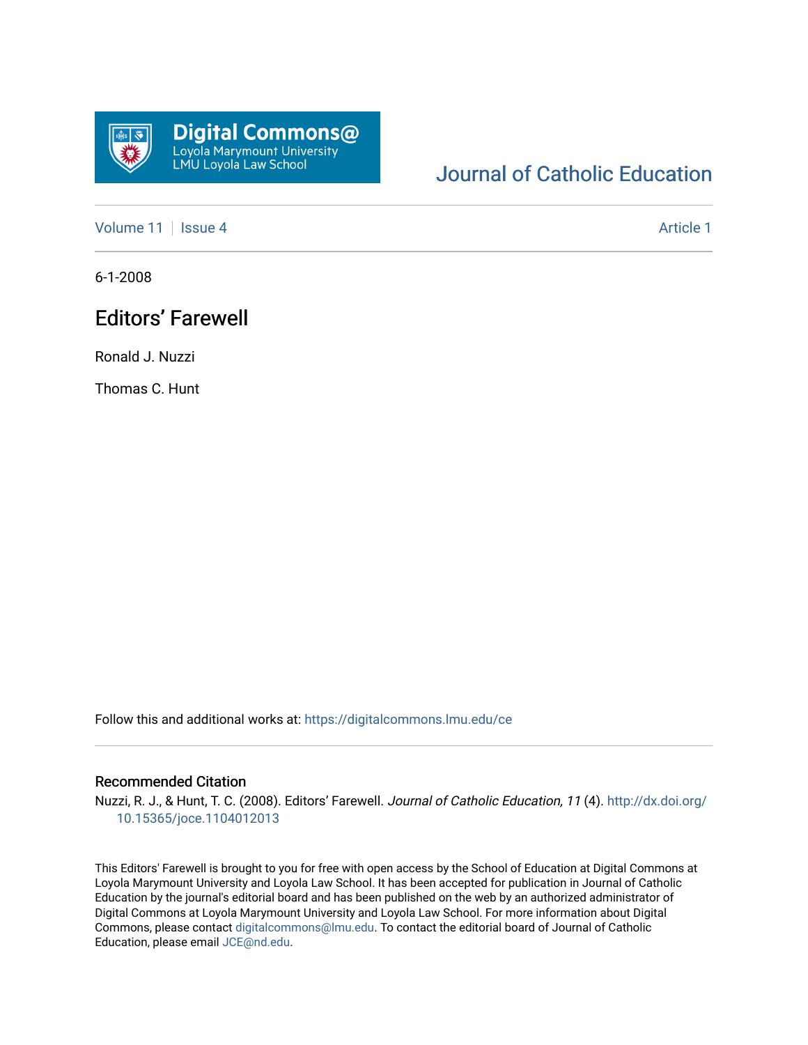Digital Commons@
Loyola Marymount University
LMU Loyola Law School

Journal of Catholic Education

Volume 11 | Issue 4 | Article 1

6-1-2008

# Editors' Farewell

Ronald J. Nuzzi

Thomas C. Hunt

Follow this and additional works at: https://digitalcommons.lmu.edu/ce

## Recommended Citation

Nuzzi, R. J., & Hunt, T. C. (2008). Editors' Farewell. *Journal of Catholic Education, 11* (4). http://dx.doi.org/10.15365/joce.1104012013

This Editors' Farewell is brought to you for free with open access by the School of Education at Digital Commons at Loyola Marymount University and Loyola Law School. It has been accepted for publication in Journal of Catholic Education by the journal's editorial board and has been published on the web by an authorized administrator of Digital Commons at Loyola Marymount University and Loyola Law School. For more information about Digital Commons, please contact digitalcommons@lmu.edu. To contact the editorial board of Journal of Catholic Education, please email JCE@nd.edu.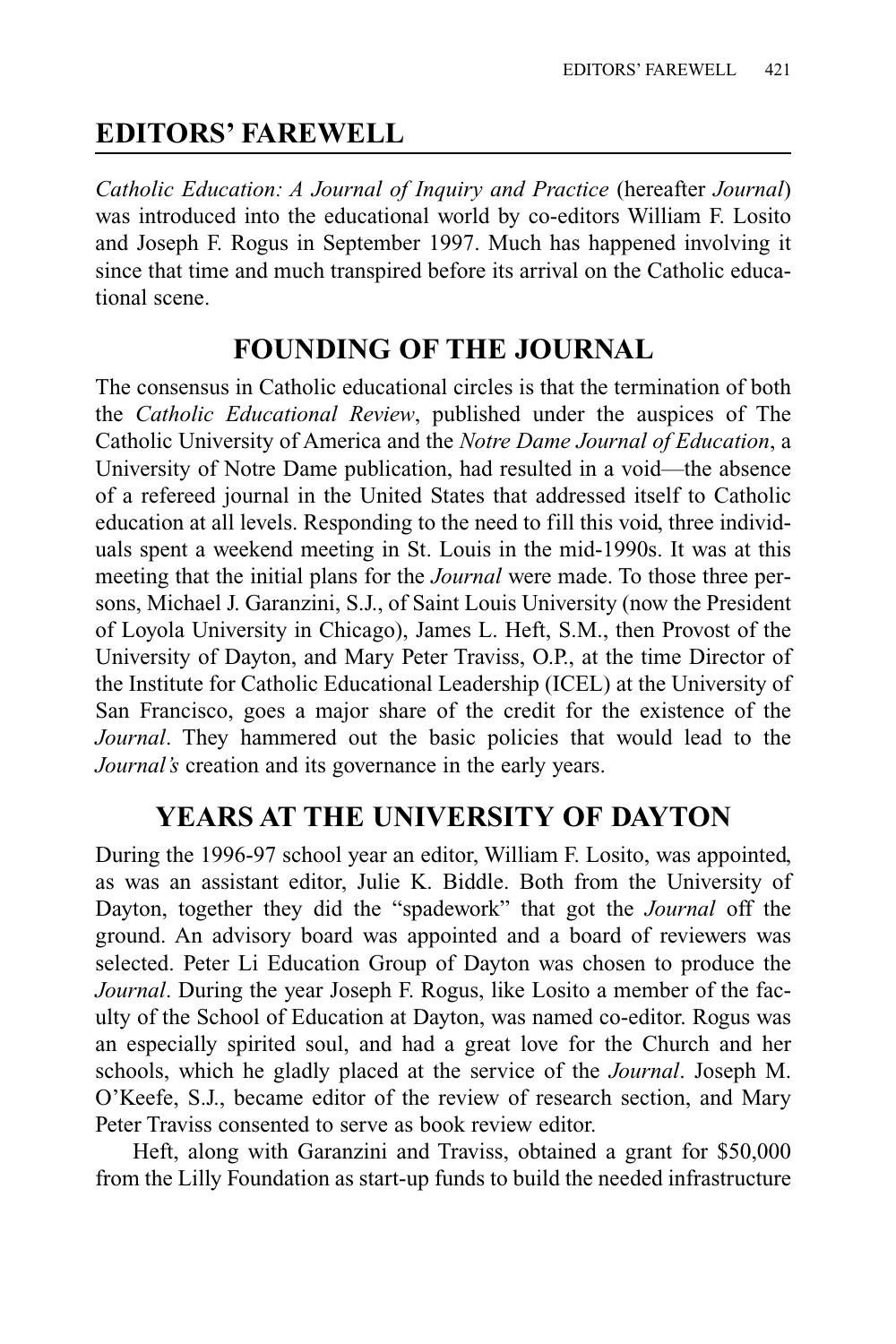# EDITORS' FAREWELL

*Catholic Education: A Journal of Inquiry and Practice* (hereafter *Journal*) was introduced into the educational world by co-editors William F. Losito and Joseph F. Rogus in September 1997. Much has happened involving it since that time and much transpired before its arrival on the Catholic educational scene.

## FOUNDING OF THE JOURNAL

The consensus in Catholic educational circles is that the termination of both the *Catholic Educational Review*, published under the auspices of The Catholic University of America and the *Notre Dame Journal of Education*, a University of Notre Dame publication, had resulted in a void—the absence of a refereed journal in the United States that addressed itself to Catholic education at all levels. Responding to the need to fill this void, three individuals spent a weekend meeting in St. Louis in the mid-1990s. It was at this meeting that the initial plans for the *Journal* were made. To those three persons, Michael J. Garanzini, S.J., of Saint Louis University (now the President of Loyola University in Chicago), James L. Heft, S.M., then Provost of the University of Dayton, and Mary Peter Traviss, O.P., at the time Director of the Institute for Catholic Educational Leadership (ICEL) at the University of San Francisco, goes a major share of the credit for the existence of the *Journal*. They hammered out the basic policies that would lead to the *Journal's* creation and its governance in the early years.

## YEARS AT THE UNIVERSITY OF DAYTON

During the 1996-97 school year an editor, William F. Losito, was appointed, as was an assistant editor, Julie K. Biddle. Both from the University of Dayton, together they did the "spadework" that got the *Journal* off the ground. An advisory board was appointed and a board of reviewers was selected. Peter Li Education Group of Dayton was chosen to produce the *Journal*. During the year Joseph F. Rogus, like Losito a member of the faculty of the School of Education at Dayton, was named co-editor. Rogus was an especially spirited soul, and had a great love for the Church and her schools, which he gladly placed at the service of the *Journal*. Joseph M. O'Keefe, S.J., became editor of the review of research section, and Mary Peter Traviss consented to serve as book review editor.

Heft, along with Garanzini and Traviss, obtained a grant for $50,000 from the Lilly Foundation as start-up funds to build the needed infrastructure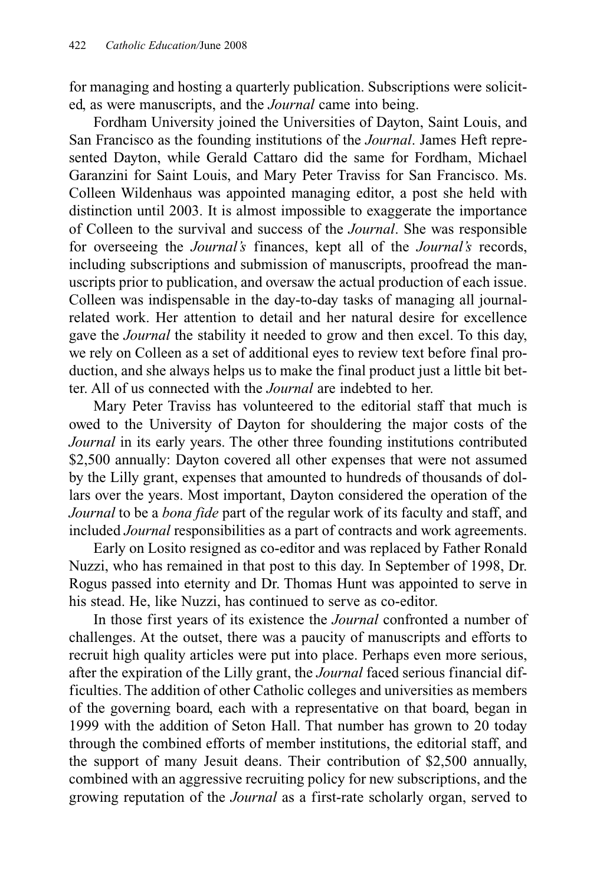for managing and hosting a quarterly publication. Subscriptions were solicited, as were manuscripts, and the *Journal* came into being.

Fordham University joined the Universities of Dayton, Saint Louis, and San Francisco as the founding institutions of the *Journal*. James Heft represented Dayton, while Gerald Cattaro did the same for Fordham, Michael Garanzini for Saint Louis, and Mary Peter Traviss for San Francisco. Ms. Colleen Wildenhaus was appointed managing editor, a post she held with distinction until 2003. It is almost impossible to exaggerate the importance of Colleen to the survival and success of the *Journal*. She was responsible for overseeing the *Journal's* finances, kept all of the *Journal's* records, including subscriptions and submission of manuscripts, proofread the manuscripts prior to publication, and oversaw the actual production of each issue. Colleen was indispensable in the day-to-day tasks of managing all journal-related work. Her attention to detail and her natural desire for excellence gave the *Journal* the stability it needed to grow and then excel. To this day, we rely on Colleen as a set of additional eyes to review text before final production, and she always helps us to make the final product just a little bit better. All of us connected with the *Journal* are indebted to her.

Mary Peter Traviss has volunteered to the editorial staff that much is owed to the University of Dayton for shouldering the major costs of the *Journal* in its early years. The other three founding institutions contributed $2,500 annually: Dayton covered all other expenses that were not assumed by the Lilly grant, expenses that amounted to hundreds of thousands of dollars over the years. Most important, Dayton considered the operation of the *Journal* to be a *bona fide* part of the regular work of its faculty and staff, and included *Journal* responsibilities as a part of contracts and work agreements.

Early on Losito resigned as co-editor and was replaced by Father Ronald Nuzzi, who has remained in that post to this day. In September of 1998, Dr. Rogus passed into eternity and Dr. Thomas Hunt was appointed to serve in his stead. He, like Nuzzi, has continued to serve as co-editor.

In those first years of its existence the *Journal* confronted a number of challenges. At the outset, there was a paucity of manuscripts and efforts to recruit high quality articles were put into place. Perhaps even more serious, after the expiration of the Lilly grant, the *Journal* faced serious financial difficulties. The addition of other Catholic colleges and universities as members of the governing board, each with a representative on that board, began in 1999 with the addition of Seton Hall. That number has grown to 20 today through the combined efforts of member institutions, the editorial staff, and the support of many Jesuit deans. Their contribution of $2,500 annually, combined with an aggressive recruiting policy for new subscriptions, and the growing reputation of the *Journal* as a first-rate scholarly organ, served to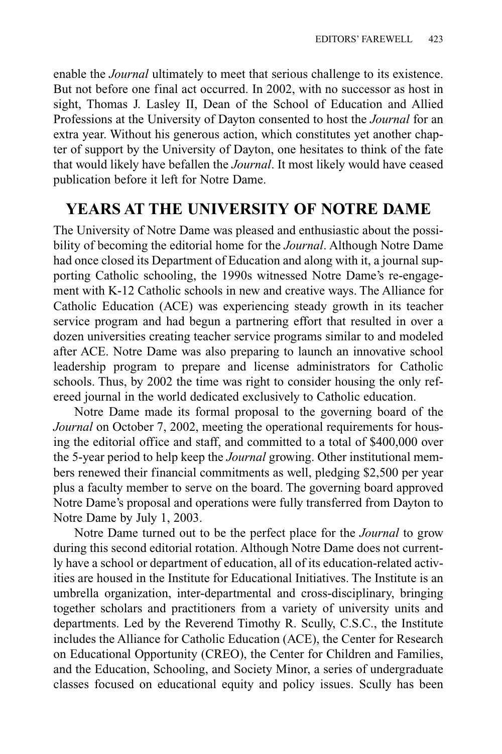enable the *Journal* ultimately to meet that serious challenge to its existence. But not before one final act occurred. In 2002, with no successor as host in sight, Thomas J. Lasley II, Dean of the School of Education and Allied Professions at the University of Dayton consented to host the *Journal* for an extra year. Without his generous action, which constitutes yet another chapter of support by the University of Dayton, one hesitates to think of the fate that would likely have befallen the *Journal*. It most likely would have ceased publication before it left for Notre Dame.

## YEARS AT THE UNIVERSITY OF NOTRE DAME

The University of Notre Dame was pleased and enthusiastic about the possibility of becoming the editorial home for the *Journal*. Although Notre Dame had once closed its Department of Education and along with it, a journal supporting Catholic schooling, the 1990s witnessed Notre Dame's re-engagement with K-12 Catholic schools in new and creative ways. The Alliance for Catholic Education (ACE) was experiencing steady growth in its teacher service program and had begun a partnering effort that resulted in over a dozen universities creating teacher service programs similar to and modeled after ACE. Notre Dame was also preparing to launch an innovative school leadership program to prepare and license administrators for Catholic schools. Thus, by 2002 the time was right to consider housing the only refereed journal in the world dedicated exclusively to Catholic education.

Notre Dame made its formal proposal to the governing board of the *Journal* on October 7, 2002, meeting the operational requirements for housing the editorial office and staff, and committed to a total of $400,000 over the 5-year period to help keep the *Journal* growing. Other institutional members renewed their financial commitments as well, pledging $2,500 per year plus a faculty member to serve on the board. The governing board approved Notre Dame's proposal and operations were fully transferred from Dayton to Notre Dame by July 1, 2003.

Notre Dame turned out to be the perfect place for the *Journal* to grow during this second editorial rotation. Although Notre Dame does not currently have a school or department of education, all of its education-related activities are housed in the Institute for Educational Initiatives. The Institute is an umbrella organization, inter-departmental and cross-disciplinary, bringing together scholars and practitioners from a variety of university units and departments. Led by the Reverend Timothy R. Scully, C.S.C., the Institute includes the Alliance for Catholic Education (ACE), the Center for Research on Educational Opportunity (CREO), the Center for Children and Families, and the Education, Schooling, and Society Minor, a series of undergraduate classes focused on educational equity and policy issues. Scully has been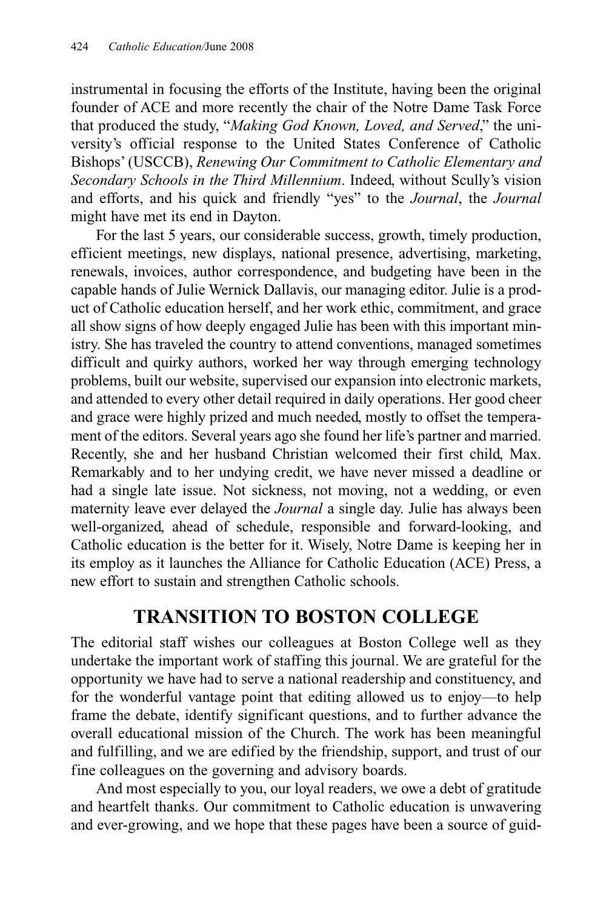instrumental in focusing the efforts of the Institute, having been the original founder of ACE and more recently the chair of the Notre Dame Task Force that produced the study, "*Making God Known, Loved, and Served*," the university's official response to the United States Conference of Catholic Bishops' (USCCB), *Renewing Our Commitment to Catholic Elementary and Secondary Schools in the Third Millennium*. Indeed, without Scully's vision and efforts, and his quick and friendly "yes" to the *Journal*, the *Journal* might have met its end in Dayton.

For the last 5 years, our considerable success, growth, timely production, efficient meetings, new displays, national presence, advertising, marketing, renewals, invoices, author correspondence, and budgeting have been in the capable hands of Julie Wernick Dallavis, our managing editor. Julie is a product of Catholic education herself, and her work ethic, commitment, and grace all show signs of how deeply engaged Julie has been with this important ministry. She has traveled the country to attend conventions, managed sometimes difficult and quirky authors, worked her way through emerging technology problems, built our website, supervised our expansion into electronic markets, and attended to every other detail required in daily operations. Her good cheer and grace were highly prized and much needed, mostly to offset the temperament of the editors. Several years ago she found her life's partner and married. Recently, she and her husband Christian welcomed their first child, Max. Remarkably and to her undying credit, we have never missed a deadline or had a single late issue. Not sickness, not moving, not a wedding, or even maternity leave ever delayed the *Journal* a single day. Julie has always been well-organized, ahead of schedule, responsible and forward-looking, and Catholic education is the better for it. Wisely, Notre Dame is keeping her in its employ as it launches the Alliance for Catholic Education (ACE) Press, a new effort to sustain and strengthen Catholic schools.

## TRANSITION TO BOSTON COLLEGE

The editorial staff wishes our colleagues at Boston College well as they undertake the important work of staffing this journal. We are grateful for the opportunity we have had to serve a national readership and constituency, and for the wonderful vantage point that editing allowed us to enjoy—to help frame the debate, identify significant questions, and to further advance the overall educational mission of the Church. The work has been meaningful and fulfilling, and we are edified by the friendship, support, and trust of our fine colleagues on the governing and advisory boards.

And most especially to you, our loyal readers, we owe a debt of gratitude and heartfelt thanks. Our commitment to Catholic education is unwavering and ever-growing, and we hope that these pages have been a source of guid-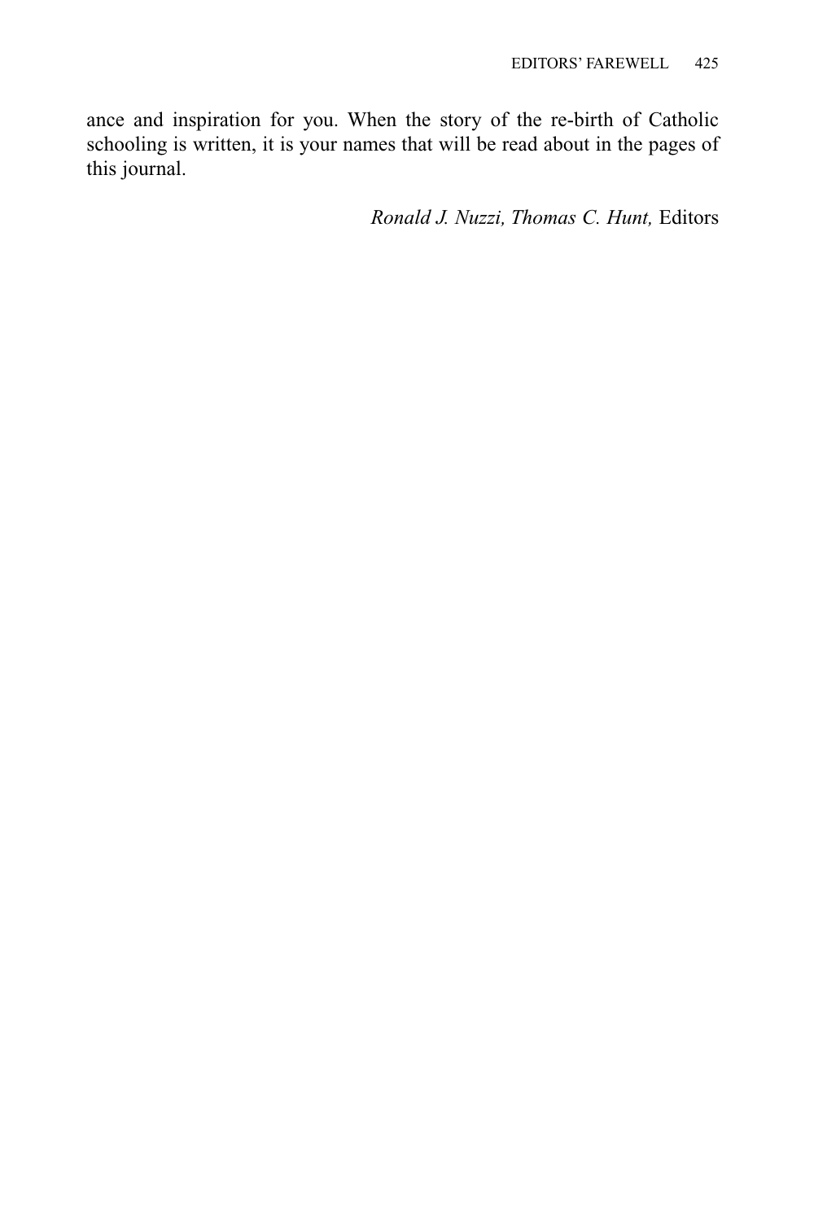ance and inspiration for you. When the story of the re-birth of Catholic schooling is written, it is your names that will be read about in the pages of this journal.

*Ronald J. Nuzzi, Thomas C. Hunt,* Editors